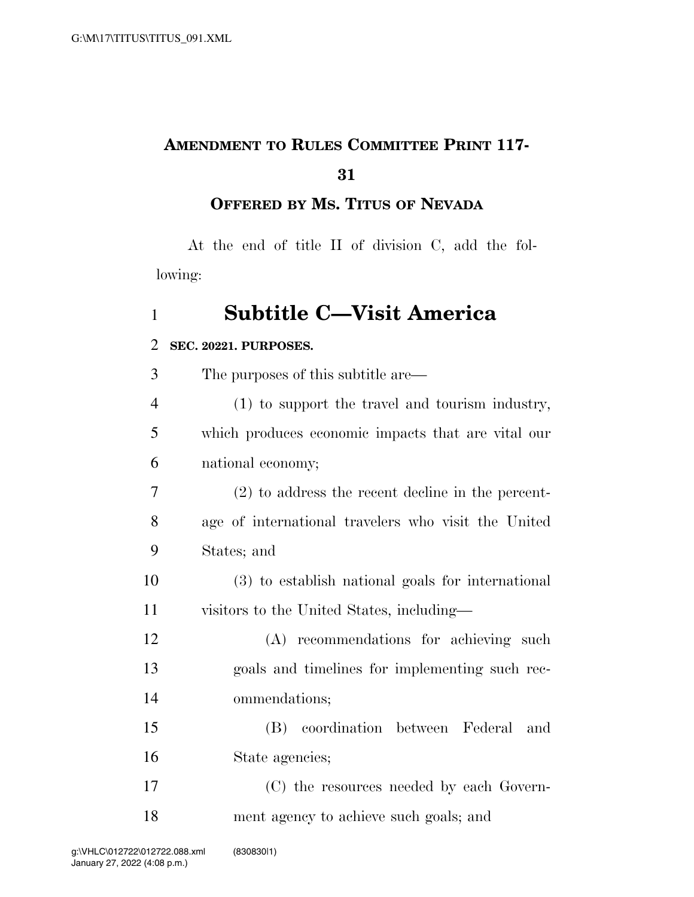**AMENDMENT TO RULES COMMITTEE PRINT 117-31**

**OFFERED BY MS. TITUS OF NEVADA**

At the end of title II of division C, add the following:

# Subtitle C—Visit America

**SEC. 20221. PURPOSES.**

The purposes of this subtitle are—

(1) to support the travel and tourism industry, which produces economic impacts that are vital our national economy;

(2) to address the recent decline in the percentage of international travelers who visit the United States; and

(3) to establish national goals for international visitors to the United States, including—

(A) recommendations for achieving such goals and timelines for implementing such recommendations;

(B) coordination between Federal and State agencies;

(C) the resources needed by each Government agency to achieve such goals; and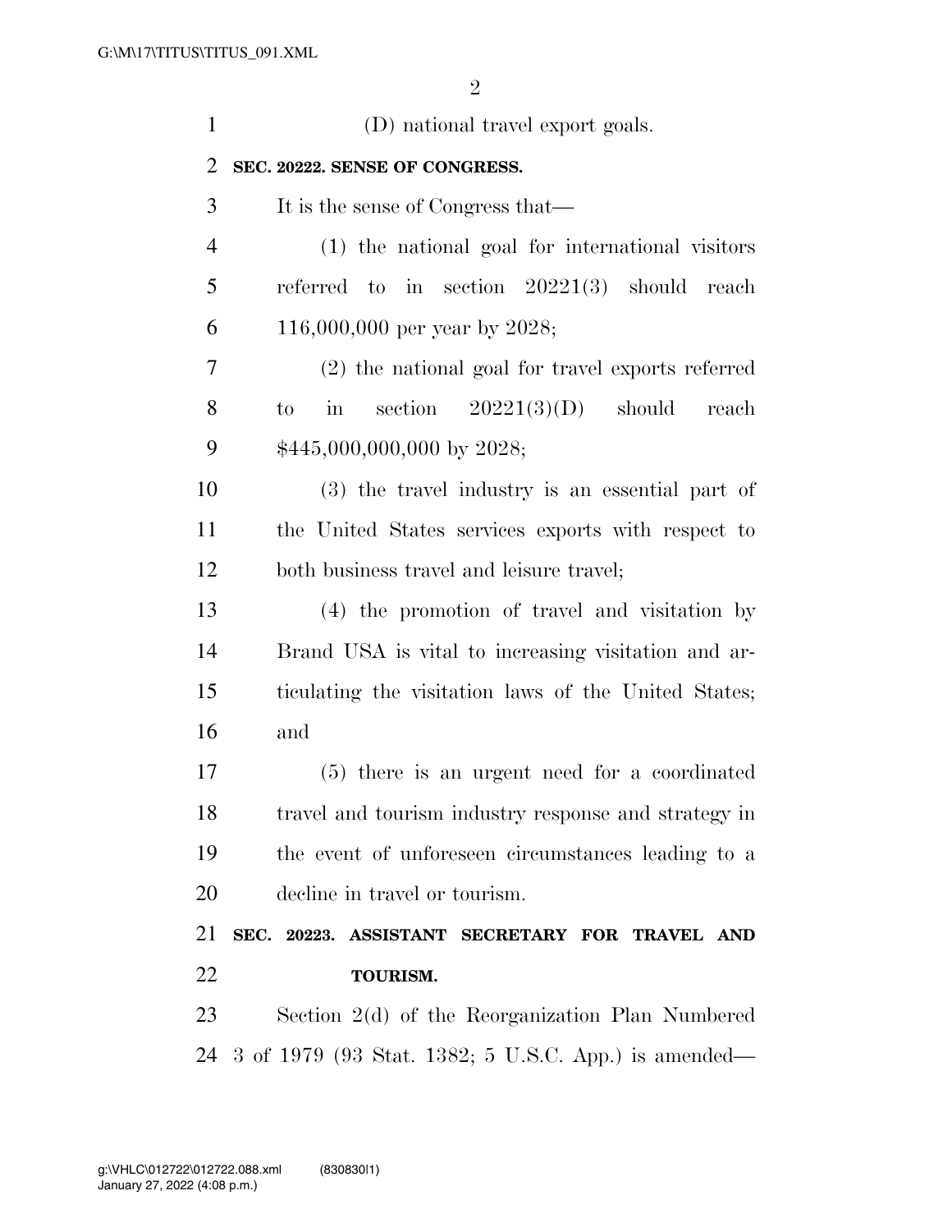(D) national travel export goals.

**SEC. 20222. SENSE OF CONGRESS.**

It is the sense of Congress that—

(1) the national goal for international visitors referred to in section 20221(3) should reach 116,000,000 per year by 2028;

(2) the national goal for travel exports referred to in section 20221(3)(D) should reach $445,000,000,000 by 2028;

(3) the travel industry is an essential part of the United States services exports with respect to both business travel and leisure travel;

(4) the promotion of travel and visitation by Brand USA is vital to increasing visitation and articulating the visitation laws of the United States; and

(5) there is an urgent need for a coordinated travel and tourism industry response and strategy in the event of unforeseen circumstances leading to a decline in travel or tourism.

**SEC. 20223. ASSISTANT SECRETARY FOR TRAVEL AND TOURISM.**

Section 2(d) of the Reorganization Plan Numbered 3 of 1979 (93 Stat. 1382; 5 U.S.C. App.) is amended—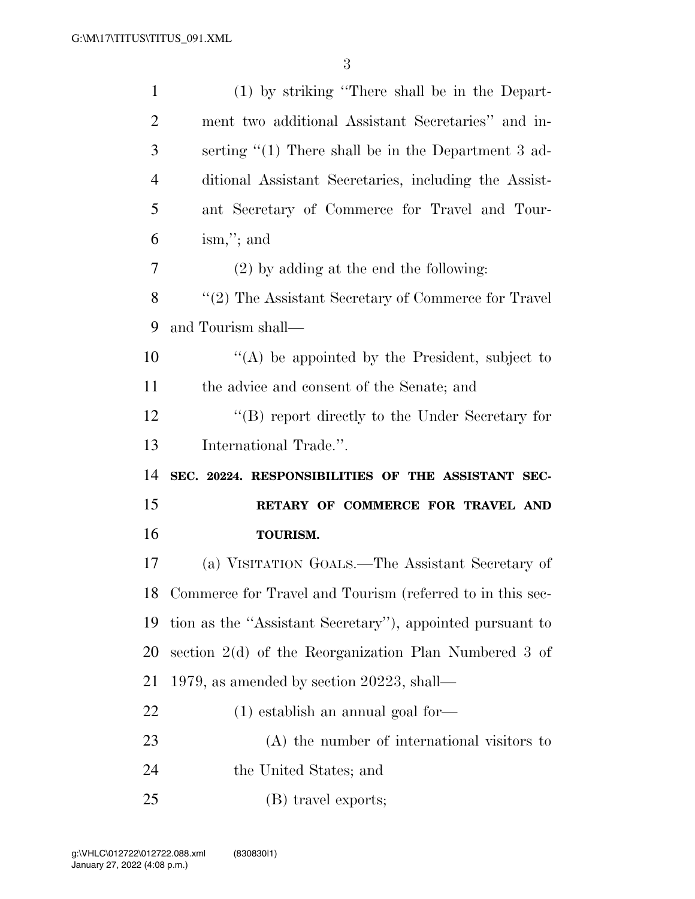(1) by striking "There shall be in the Department two additional Assistant Secretaries" and inserting "(1) There shall be in the Department 3 additional Assistant Secretaries, including the Assistant Secretary of Commerce for Travel and Tourism,"; and

(2) by adding at the end the following:

"(2) The Assistant Secretary of Commerce for Travel and Tourism shall—

"(A) be appointed by the President, subject to the advice and consent of the Senate; and

"(B) report directly to the Under Secretary for International Trade.".

**SEC. 20224. RESPONSIBILITIES OF THE ASSISTANT SECRETARY OF COMMERCE FOR TRAVEL AND TOURISM.**

(a) VISITATION GOALS.—The Assistant Secretary of Commerce for Travel and Tourism (referred to in this section as the "Assistant Secretary"), appointed pursuant to section 2(d) of the Reorganization Plan Numbered 3 of 1979, as amended by section 20223, shall—

(1) establish an annual goal for—

(A) the number of international visitors to the United States; and

(B) travel exports;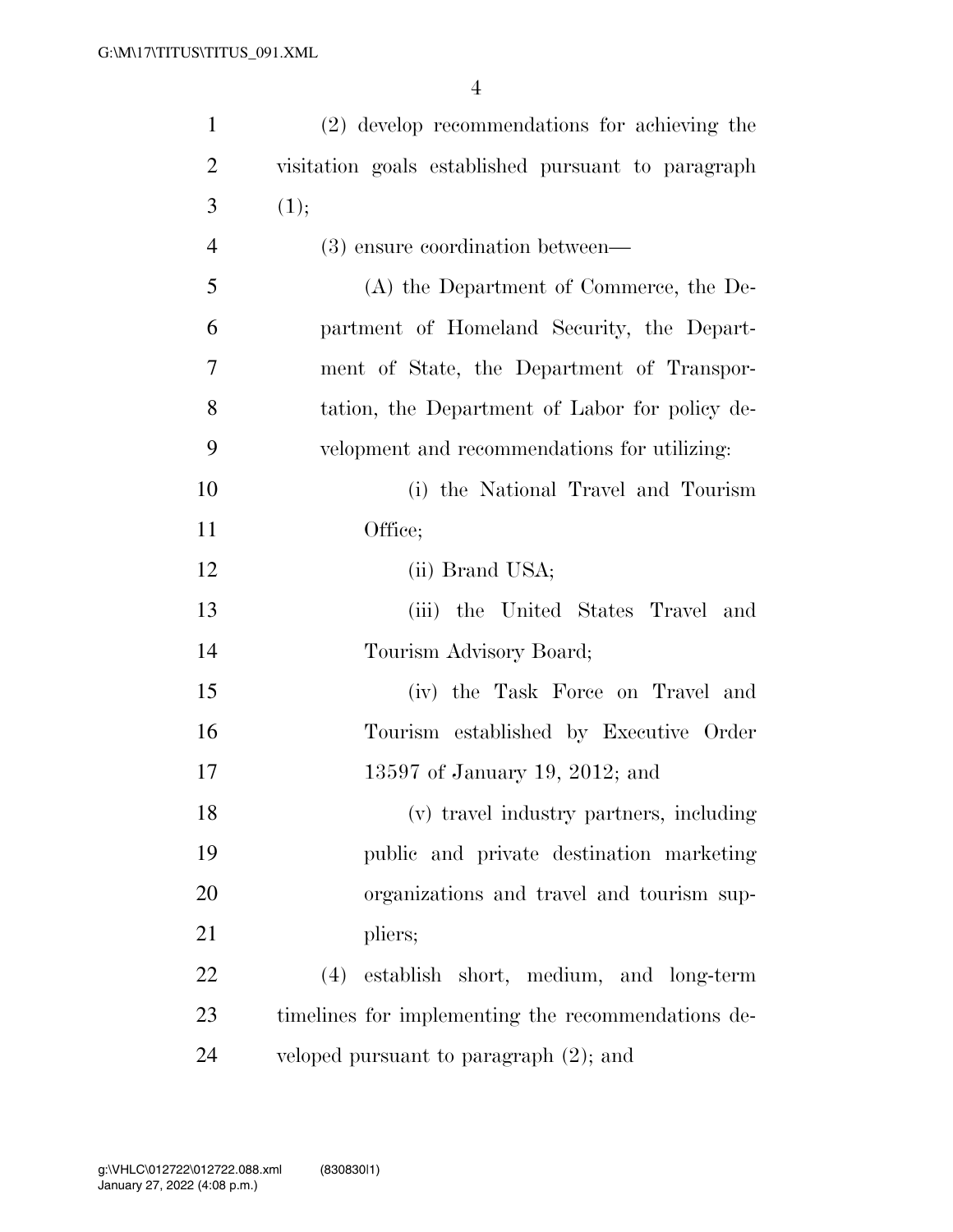(2) develop recommendations for achieving the visitation goals established pursuant to paragraph (1);

(3) ensure coordination between—

(A) the Department of Commerce, the Department of Homeland Security, the Department of State, the Department of Transportation, the Department of Labor for policy development and recommendations for utilizing:

(i) the National Travel and Tourism Office;

(ii) Brand USA;

(iii) the United States Travel and Tourism Advisory Board;

(iv) the Task Force on Travel and Tourism established by Executive Order 13597 of January 19, 2012; and

(v) travel industry partners, including public and private destination marketing organizations and travel and tourism suppliers;

(4) establish short, medium, and long-term timelines for implementing the recommendations developed pursuant to paragraph (2); and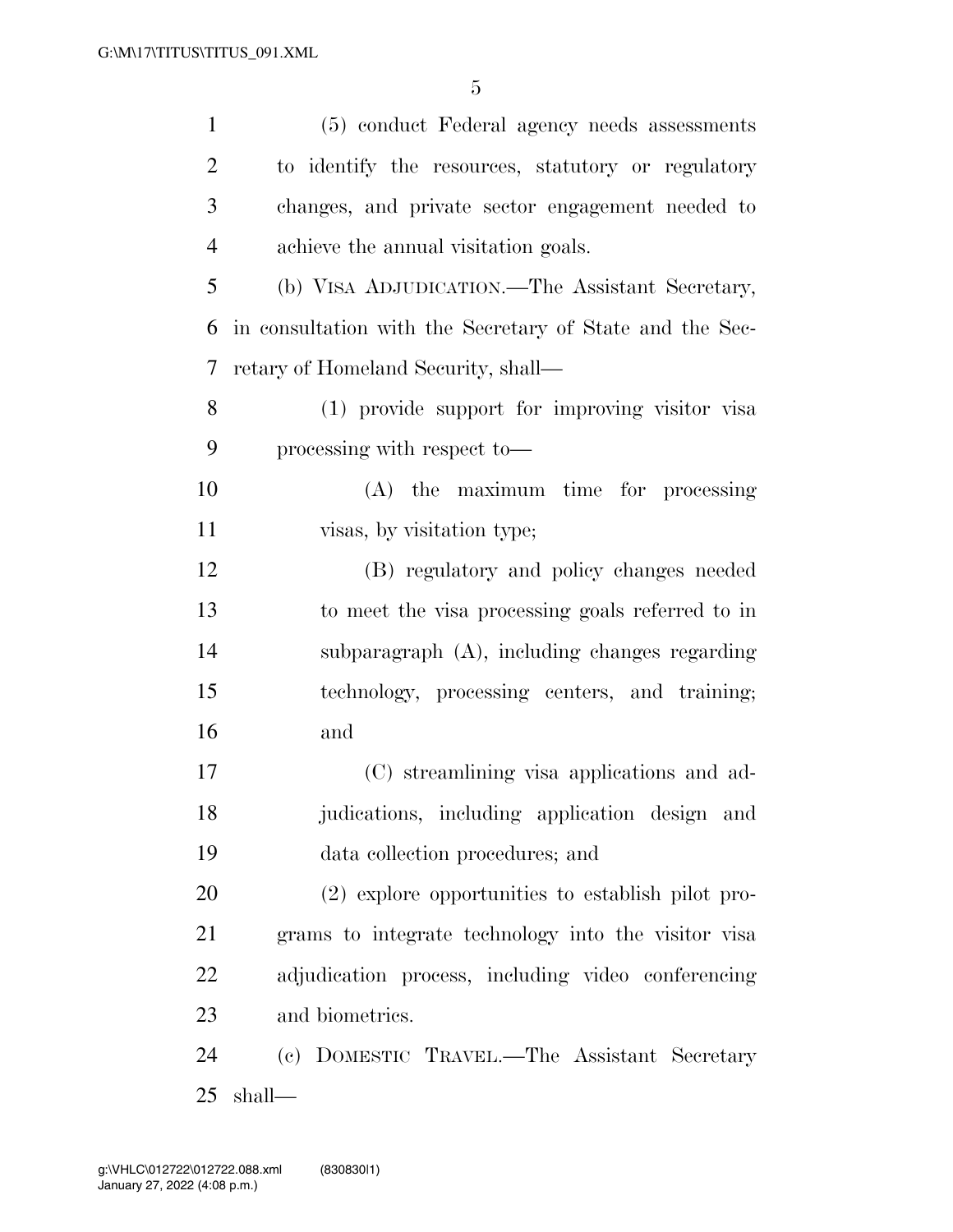(5) conduct Federal agency needs assessments to identify the resources, statutory or regulatory changes, and private sector engagement needed to achieve the annual visitation goals.

(b) VISA ADJUDICATION.—The Assistant Secretary, in consultation with the Secretary of State and the Secretary of Homeland Security, shall—

(1) provide support for improving visitor visa processing with respect to—

(A) the maximum time for processing visas, by visitation type;

(B) regulatory and policy changes needed to meet the visa processing goals referred to in subparagraph (A), including changes regarding technology, processing centers, and training; and

(C) streamlining visa applications and adjudications, including application design and data collection procedures; and

(2) explore opportunities to establish pilot programs to integrate technology into the visitor visa adjudication process, including video conferencing and biometrics.

(c) DOMESTIC TRAVEL.—The Assistant Secretary shall—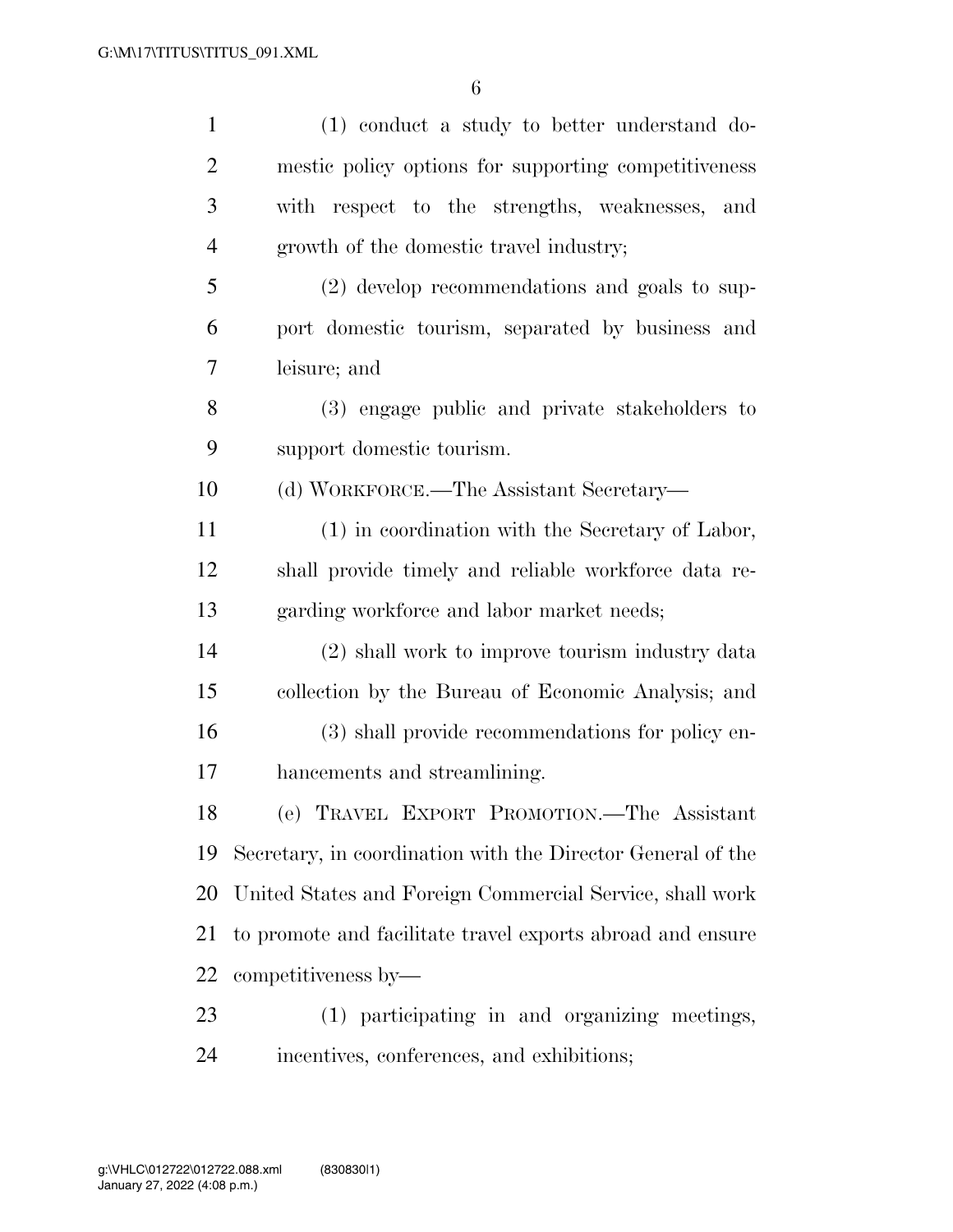(1) conduct a study to better understand domestic policy options for supporting competitiveness with respect to the strengths, weaknesses, and growth of the domestic travel industry;

(2) develop recommendations and goals to support domestic tourism, separated by business and leisure; and

(3) engage public and private stakeholders to support domestic tourism.

(d) WORKFORCE.—The Assistant Secretary—

(1) in coordination with the Secretary of Labor, shall provide timely and reliable workforce data regarding workforce and labor market needs;

(2) shall work to improve tourism industry data collection by the Bureau of Economic Analysis; and

(3) shall provide recommendations for policy enhancements and streamlining.

(e) TRAVEL EXPORT PROMOTION.—The Assistant Secretary, in coordination with the Director General of the United States and Foreign Commercial Service, shall work to promote and facilitate travel exports abroad and ensure competitiveness by—

(1) participating in and organizing meetings, incentives, conferences, and exhibitions;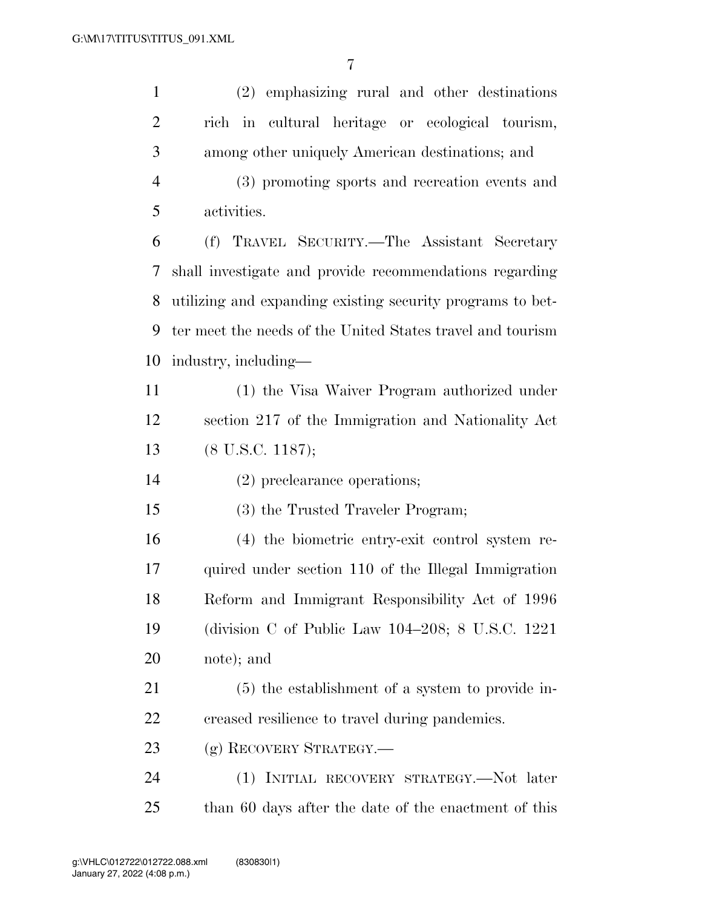(2) emphasizing rural and other destinations rich in cultural heritage or ecological tourism, among other uniquely American destinations; and

(3) promoting sports and recreation events and activities.

(f) TRAVEL SECURITY.—The Assistant Secretary shall investigate and provide recommendations regarding utilizing and expanding existing security programs to better meet the needs of the United States travel and tourism industry, including—

(1) the Visa Waiver Program authorized under section 217 of the Immigration and Nationality Act (8 U.S.C. 1187);

(2) preclearance operations;

(3) the Trusted Traveler Program;

(4) the biometric entry-exit control system required under section 110 of the Illegal Immigration Reform and Immigrant Responsibility Act of 1996 (division C of Public Law 104–208; 8 U.S.C. 1221 note); and

(5) the establishment of a system to provide increased resilience to travel during pandemics.

(g) RECOVERY STRATEGY.—

(1) INITIAL RECOVERY STRATEGY.—Not later than 60 days after the date of the enactment of this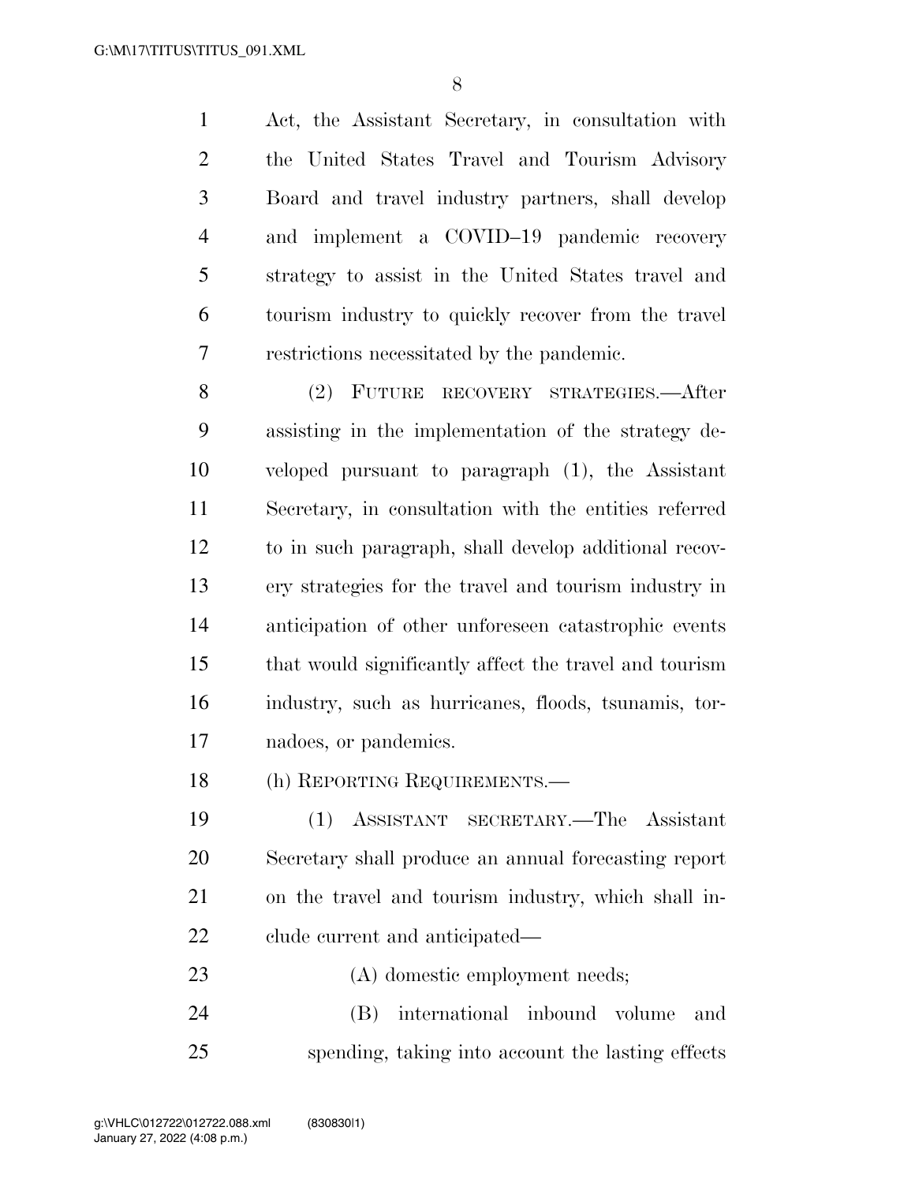Act, the Assistant Secretary, in consultation with the United States Travel and Tourism Advisory Board and travel industry partners, shall develop and implement a COVID–19 pandemic recovery strategy to assist in the United States travel and tourism industry to quickly recover from the travel restrictions necessitated by the pandemic.

(2) FUTURE RECOVERY STRATEGIES.—After assisting in the implementation of the strategy developed pursuant to paragraph (1), the Assistant Secretary, in consultation with the entities referred to in such paragraph, shall develop additional recovery strategies for the travel and tourism industry in anticipation of other unforeseen catastrophic events that would significantly affect the travel and tourism industry, such as hurricanes, floods, tsunamis, tornadoes, or pandemics.

(h) REPORTING REQUIREMENTS.—

(1) ASSISTANT SECRETARY.—The Assistant Secretary shall produce an annual forecasting report on the travel and tourism industry, which shall include current and anticipated—

(A) domestic employment needs;

(B) international inbound volume and spending, taking into account the lasting effects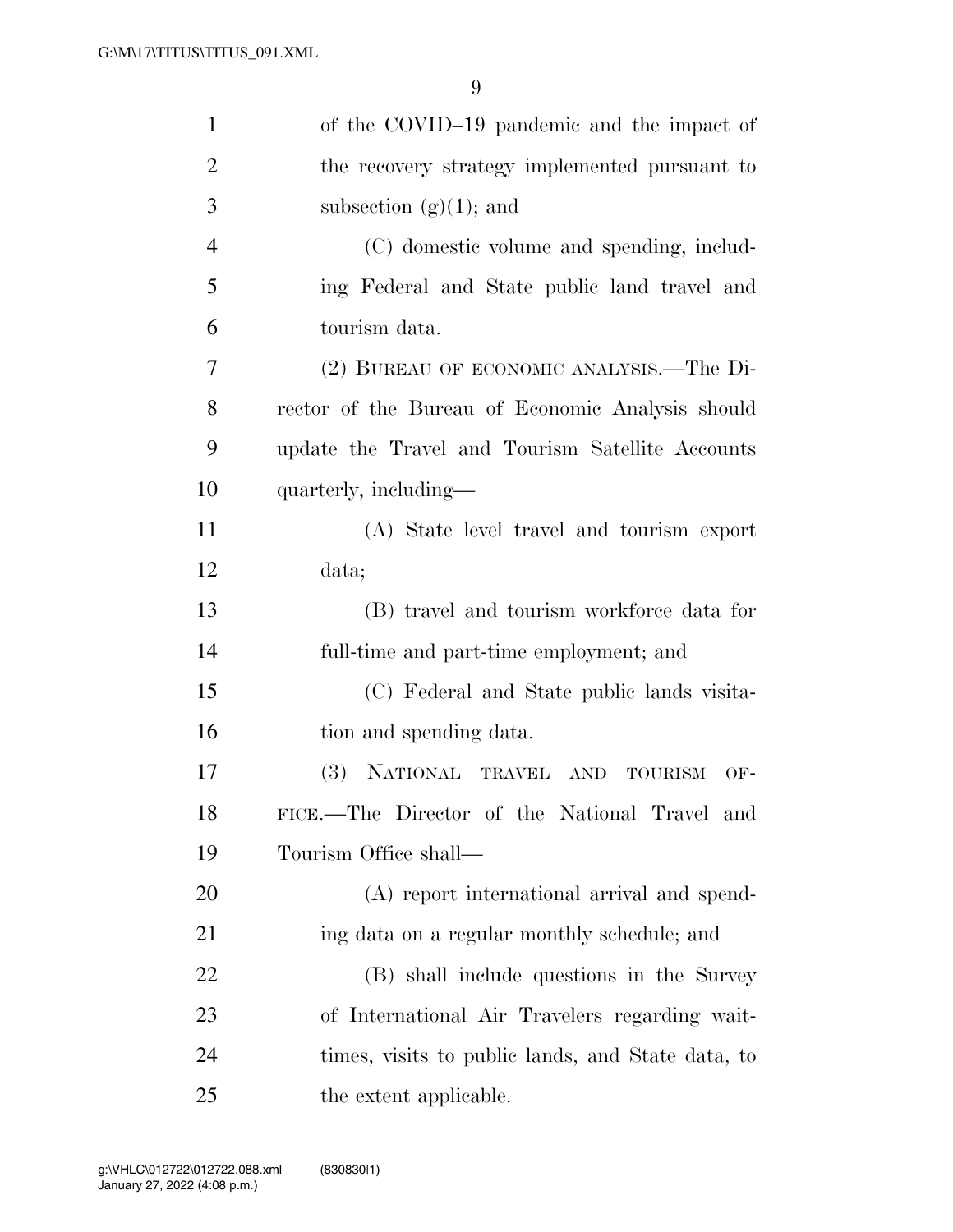of the COVID–19 pandemic and the impact of the recovery strategy implemented pursuant to subsection (g)(1); and

(C) domestic volume and spending, including Federal and State public land travel and tourism data.

(2) BUREAU OF ECONOMIC ANALYSIS.—The Director of the Bureau of Economic Analysis should update the Travel and Tourism Satellite Accounts quarterly, including—

(A) State level travel and tourism export data;

(B) travel and tourism workforce data for full-time and part-time employment; and

(C) Federal and State public lands visitation and spending data.

(3) NATIONAL TRAVEL AND TOURISM OFFICE.—The Director of the National Travel and Tourism Office shall—

(A) report international arrival and spending data on a regular monthly schedule; and

(B) shall include questions in the Survey of International Air Travelers regarding wait-times, visits to public lands, and State data, to the extent applicable.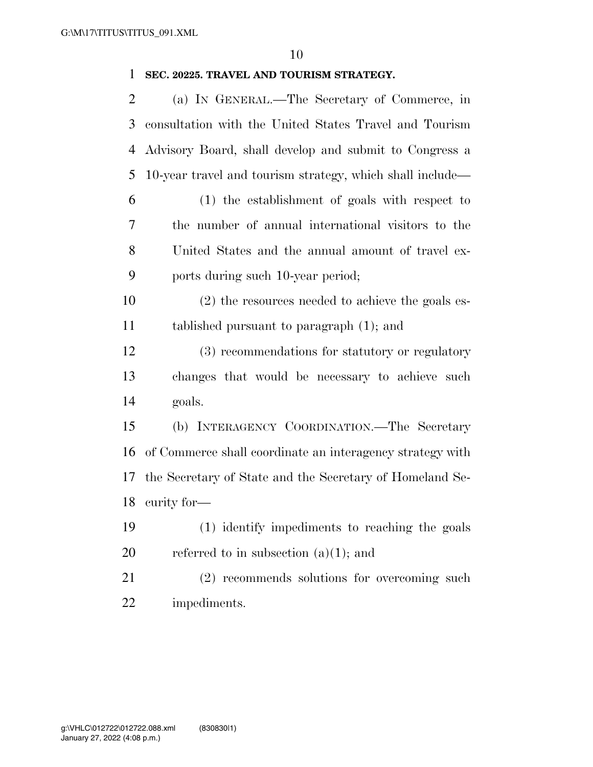**SEC. 20225. TRAVEL AND TOURISM STRATEGY.**

(a) IN GENERAL.—The Secretary of Commerce, in consultation with the United States Travel and Tourism Advisory Board, shall develop and submit to Congress a 10-year travel and tourism strategy, which shall include—

(1) the establishment of goals with respect to the number of annual international visitors to the United States and the annual amount of travel exports during such 10-year period;

(2) the resources needed to achieve the goals established pursuant to paragraph (1); and

(3) recommendations for statutory or regulatory changes that would be necessary to achieve such goals.

(b) INTERAGENCY COORDINATION.—The Secretary of Commerce shall coordinate an interagency strategy with the Secretary of State and the Secretary of Homeland Security for—

(1) identify impediments to reaching the goals referred to in subsection (a)(1); and

(2) recommends solutions for overcoming such impediments.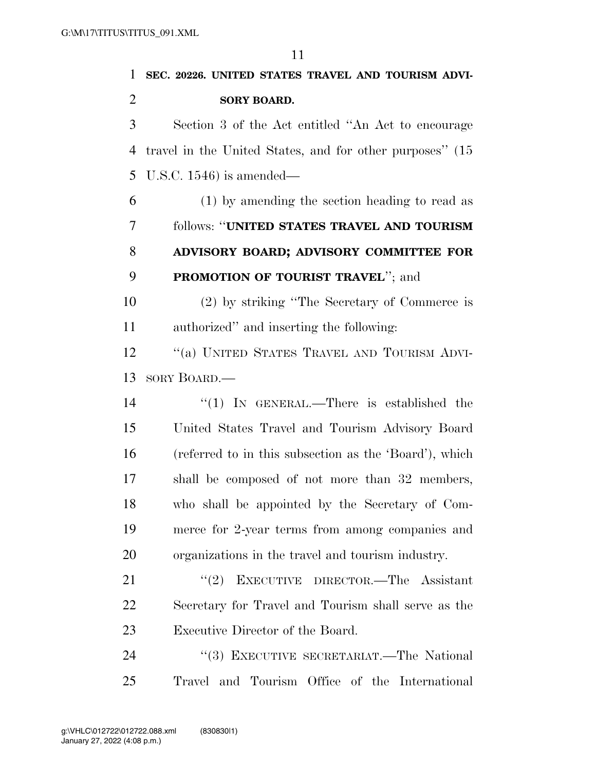**SEC. 20226. UNITED STATES TRAVEL AND TOURISM ADVISORY BOARD.**

Section 3 of the Act entitled ''An Act to encourage travel in the United States, and for other purposes'' (15 U.S.C. 1546) is amended—

(1) by amending the section heading to read as follows: ''**UNITED STATES TRAVEL AND TOURISM ADVISORY BOARD; ADVISORY COMMITTEE FOR PROMOTION OF TOURIST TRAVEL**''; and

(2) by striking ''The Secretary of Commerce is authorized'' and inserting the following:

''(a) UNITED STATES TRAVEL AND TOURISM ADVISORY BOARD.—

''(1) IN GENERAL.—There is established the United States Travel and Tourism Advisory Board (referred to in this subsection as the 'Board'), which shall be composed of not more than 32 members, who shall be appointed by the Secretary of Commerce for 2-year terms from among companies and organizations in the travel and tourism industry.

''(2) EXECUTIVE DIRECTOR.—The Assistant Secretary for Travel and Tourism shall serve as the Executive Director of the Board.

''(3) EXECUTIVE SECRETARIAT.—The National Travel and Tourism Office of the International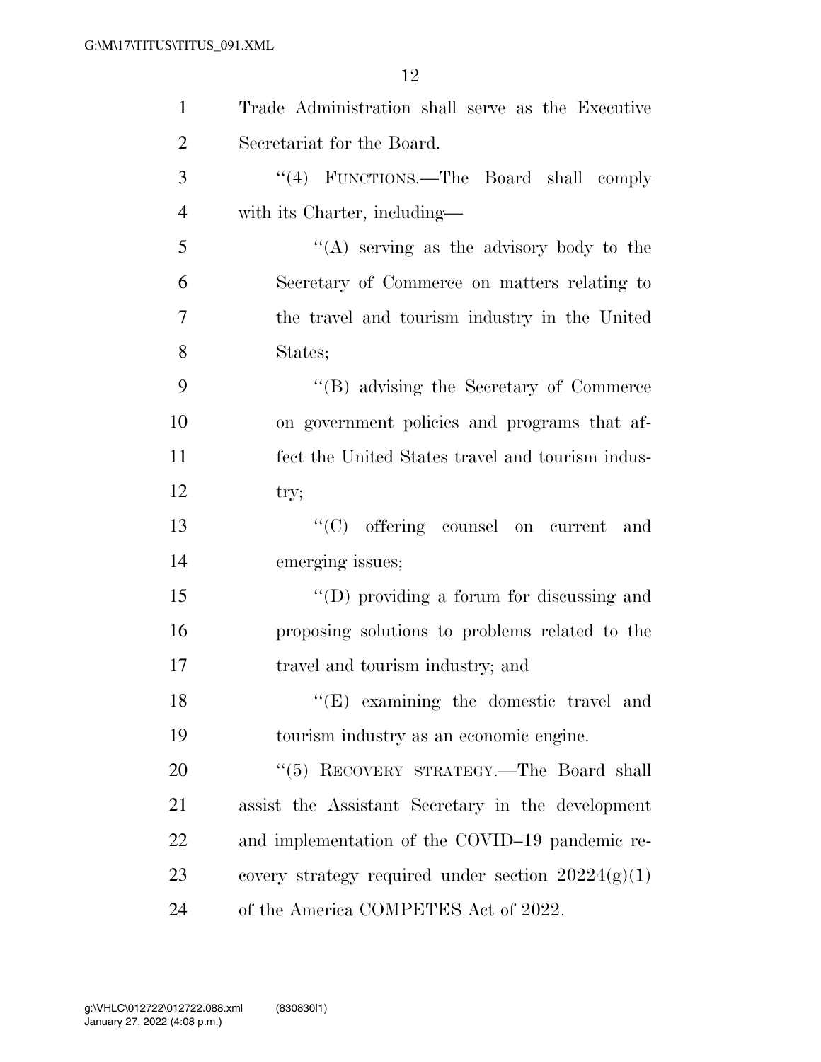Trade Administration shall serve as the Executive Secretariat for the Board.

''(4) FUNCTIONS.—The Board shall comply with its Charter, including—

''(A) serving as the advisory body to the Secretary of Commerce on matters relating to the travel and tourism industry in the United States;

''(B) advising the Secretary of Commerce on government policies and programs that affect the United States travel and tourism industry;

''(C) offering counsel on current and emerging issues;

''(D) providing a forum for discussing and proposing solutions to problems related to the travel and tourism industry; and

''(E) examining the domestic travel and tourism industry as an economic engine.

''(5) RECOVERY STRATEGY.—The Board shall assist the Assistant Secretary in the development and implementation of the COVID–19 pandemic recovery strategy required under section 20224(g)(1) of the America COMPETES Act of 2022.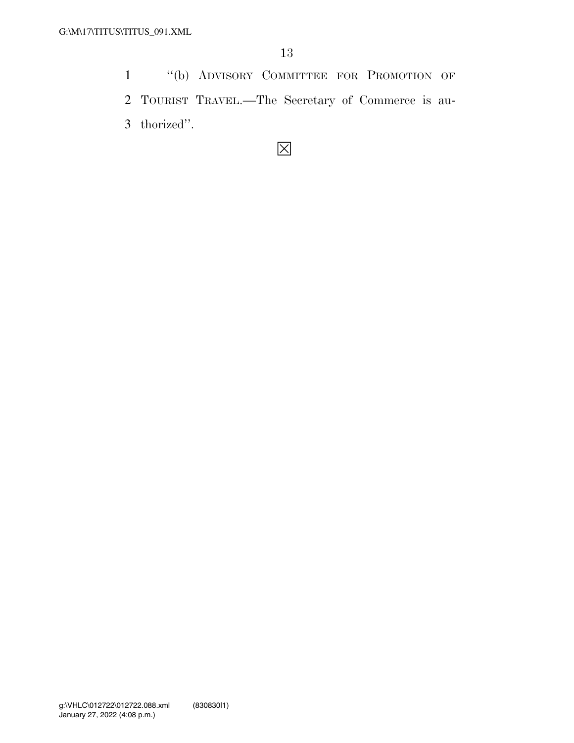''(b) ADVISORY COMMITTEE FOR PROMOTION OF TOURIST TRAVEL.—The Secretary of Commerce is authorized''.

☒